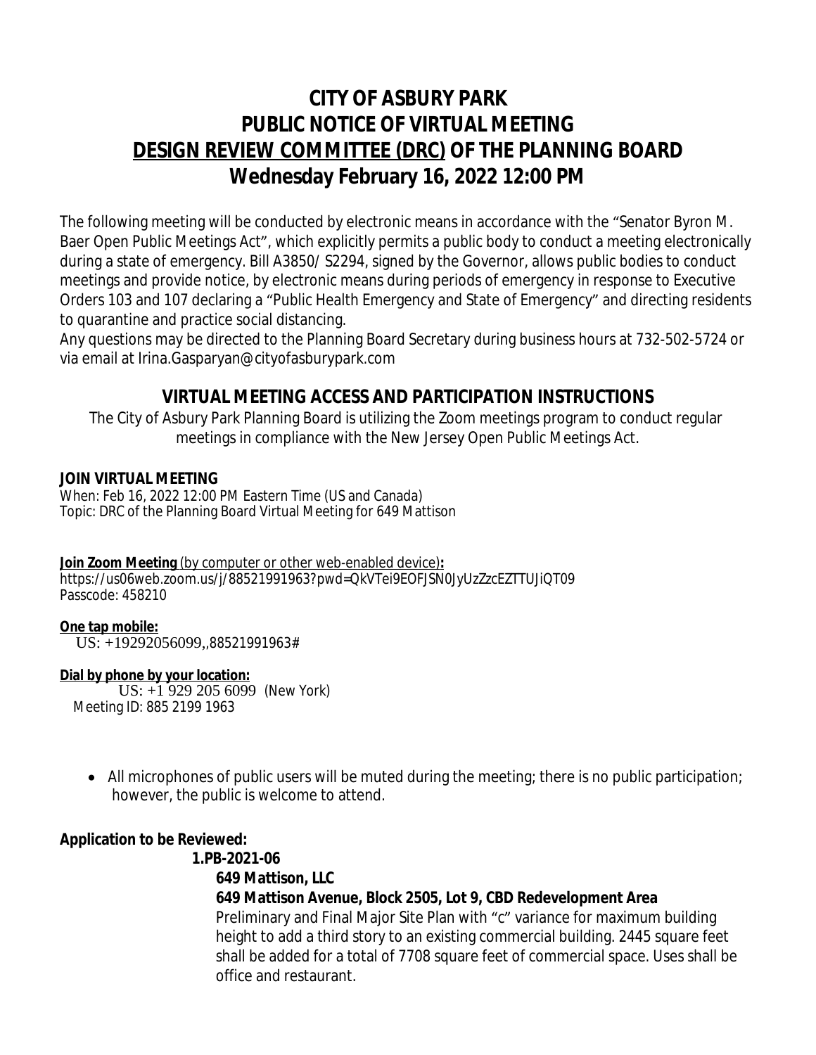# CITY OF ASBURY PARK
# PUBLIC NOTICE OF VIRTUAL MEETING
# DESIGN REVIEW COMMITTEE (DRC) OF THE PLANNING BOARD
# Wednesday February 16, 2022 12:00 PM

The following meeting will be conducted by electronic means in accordance with the "Senator Byron M. Baer Open Public Meetings Act", which explicitly permits a public body to conduct a meeting electronically during a state of emergency. Bill A3850/ S2294, signed by the Governor, allows public bodies to conduct meetings and provide notice, by electronic means during periods of emergency in response to Executive Orders 103 and 107 declaring a "Public Health Emergency and State of Emergency" and directing residents to quarantine and practice social distancing.

Any questions may be directed to the Planning Board Secretary during business hours at 732-502-5724 or via email at Irina.Gasparyan@cityofasburypark.com

## VIRTUAL MEETING ACCESS AND PARTICIPATION INSTRUCTIONS

The City of Asbury Park Planning Board is utilizing the Zoom meetings program to conduct regular meetings in compliance with the New Jersey Open Public Meetings Act.

**JOIN VIRTUAL MEETING**

When: Feb 16, 2022 12:00 PM Eastern Time (US and Canada)
Topic: DRC of the Planning Board Virtual Meeting for 649 Mattison

**Join Zoom Meeting** (by computer or other web-enabled device)**:**
https://us06web.zoom.us/j/88521991963?pwd=QkVTei9EOFJSN0JyUzZzcEZTTUJiQT09
Passcode: 458210

**One tap mobile:**
US: +19292056099,,88521991963#

**Dial by phone by your location:**
US: +1 929 205 6099 (New York)
Meeting ID: 885 2199 1963

- All microphones of public users will be muted during the meeting; there is no public participation; however, the public is welcome to attend.

**Application to be Reviewed:**

**1.PB-2021-06**

**649 Mattison, LLC**

**649 Mattison Avenue, Block 2505, Lot 9, CBD Redevelopment Area**

Preliminary and Final Major Site Plan with "c" variance for maximum building height to add a third story to an existing commercial building. 2445 square feet shall be added for a total of 7708 square feet of commercial space. Uses shall be office and restaurant.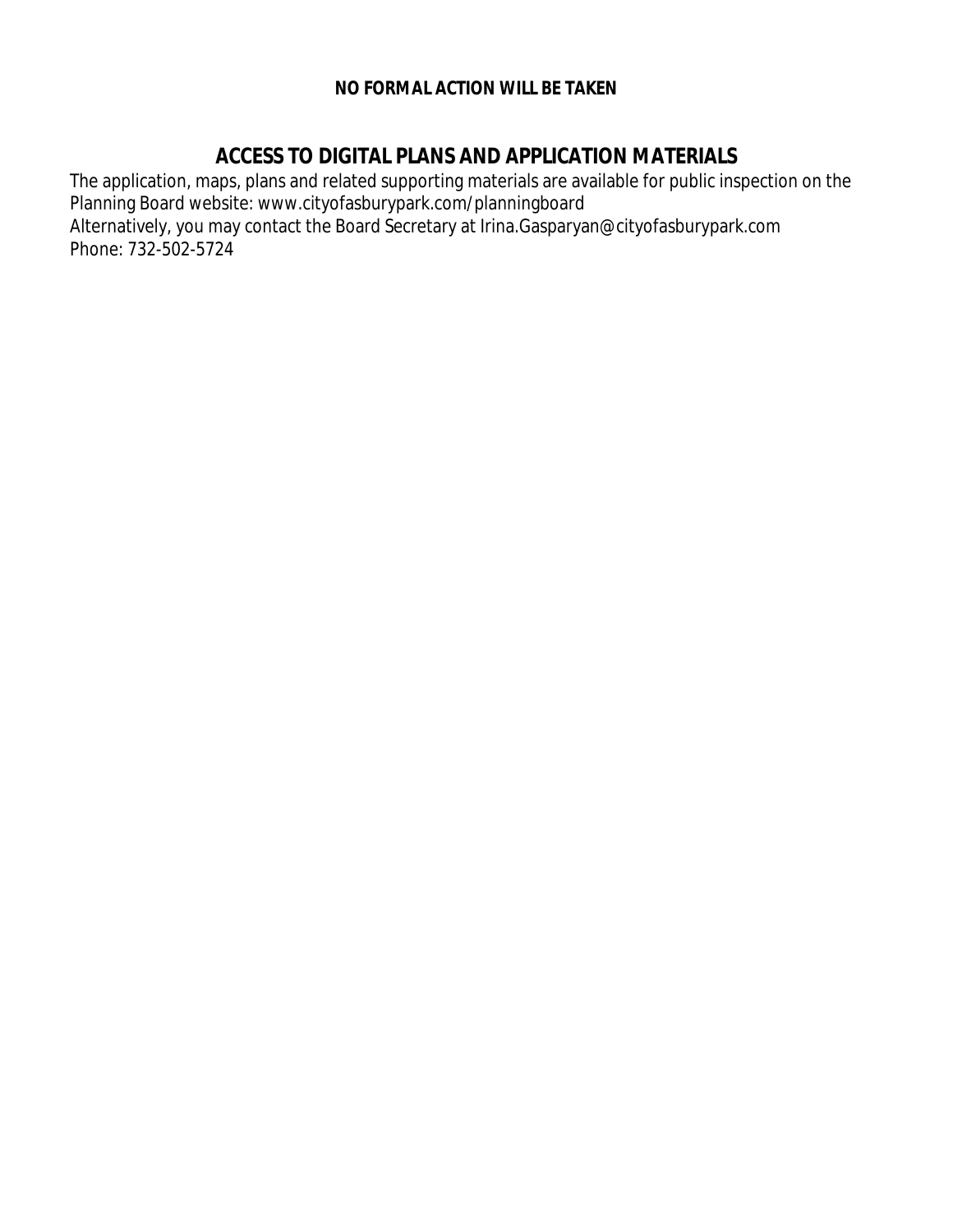**NO FORMAL ACTION WILL BE TAKEN**

## ACCESS TO DIGITAL PLANS AND APPLICATION MATERIALS

The application, maps, plans and related supporting materials are available for public inspection on the Planning Board website: www.cityofasburypark.com/planningboard
Alternatively, you may contact the Board Secretary at Irina.Gasparyan@cityofasburypark.com
Phone: 732-502-5724